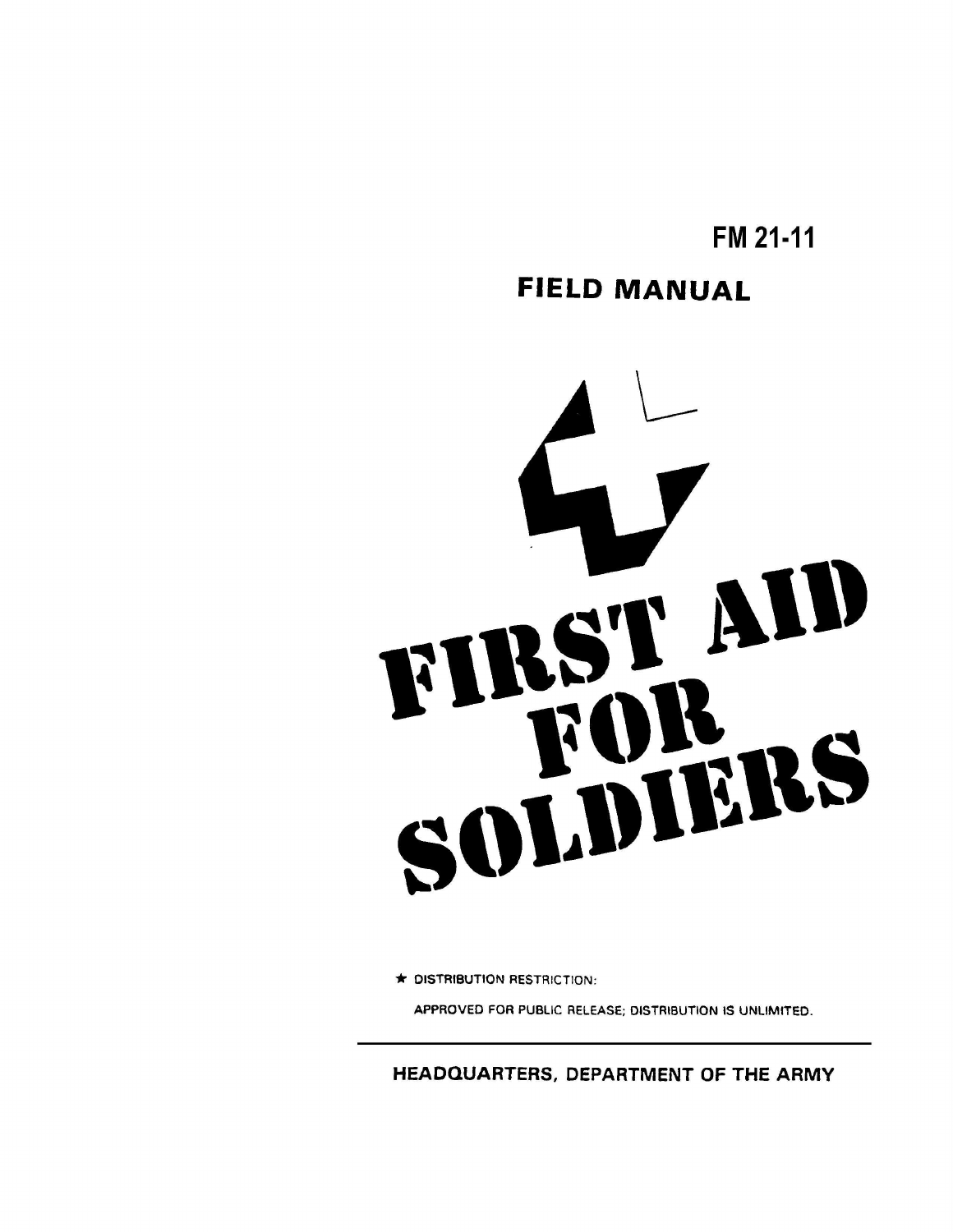FM 21-11

FIELD MANUAL

# FIRST AID FOR SOLDIERS

★ DISTRIBUTION RESTRICTION:

APPROVED FOR PUBLIC RELEASE; DISTRIBUTION IS UNLIMITED.

HEADQUARTERS, DEPARTMENT OF THE ARMY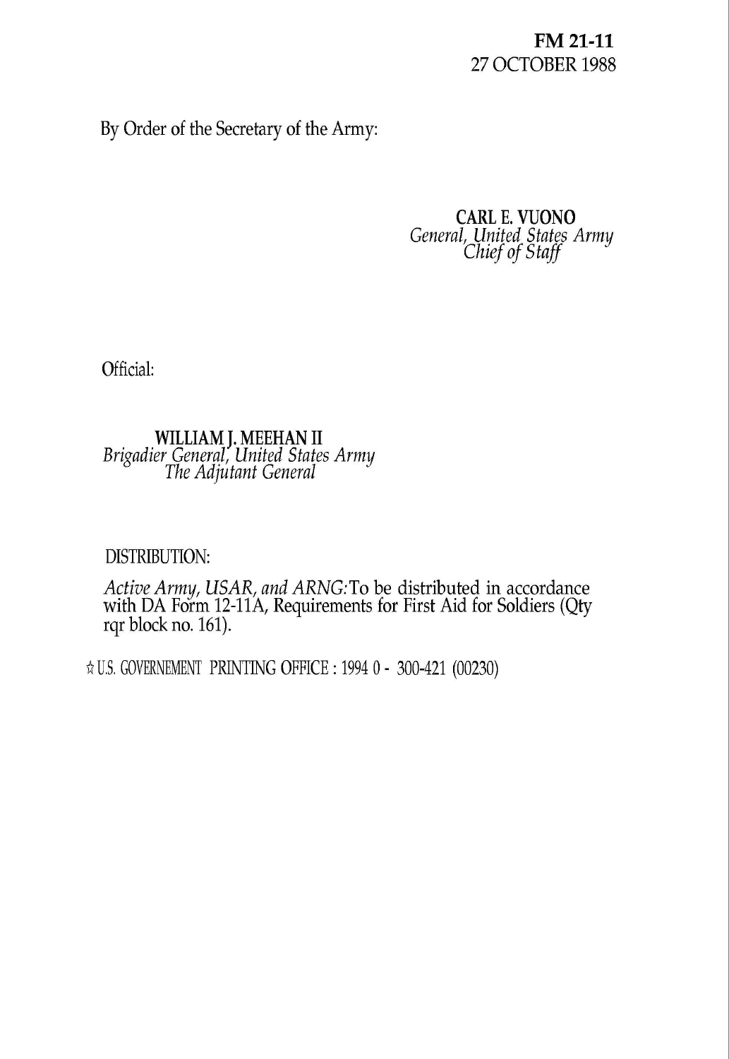**FM 21-11**
27 OCTOBER 1988

By Order of the Secretary of the Army:

**CARL E. VUONO**
*General, United States Army*
*Chief of Staff*

Official:

**WILLIAM J. MEEHAN II**
*Brigadier General, United States Army*
*The Adjutant General*

DISTRIBUTION:

*Active Army, USAR, and ARNG:* To be distributed in accordance with DA Form 12-11A, Requirements for First Aid for Soldiers (Qty rqr block no. 161).

☆ U.S. GOVERNEMENT PRINTING OFFICE : 1994 0 - 300-421 (00230)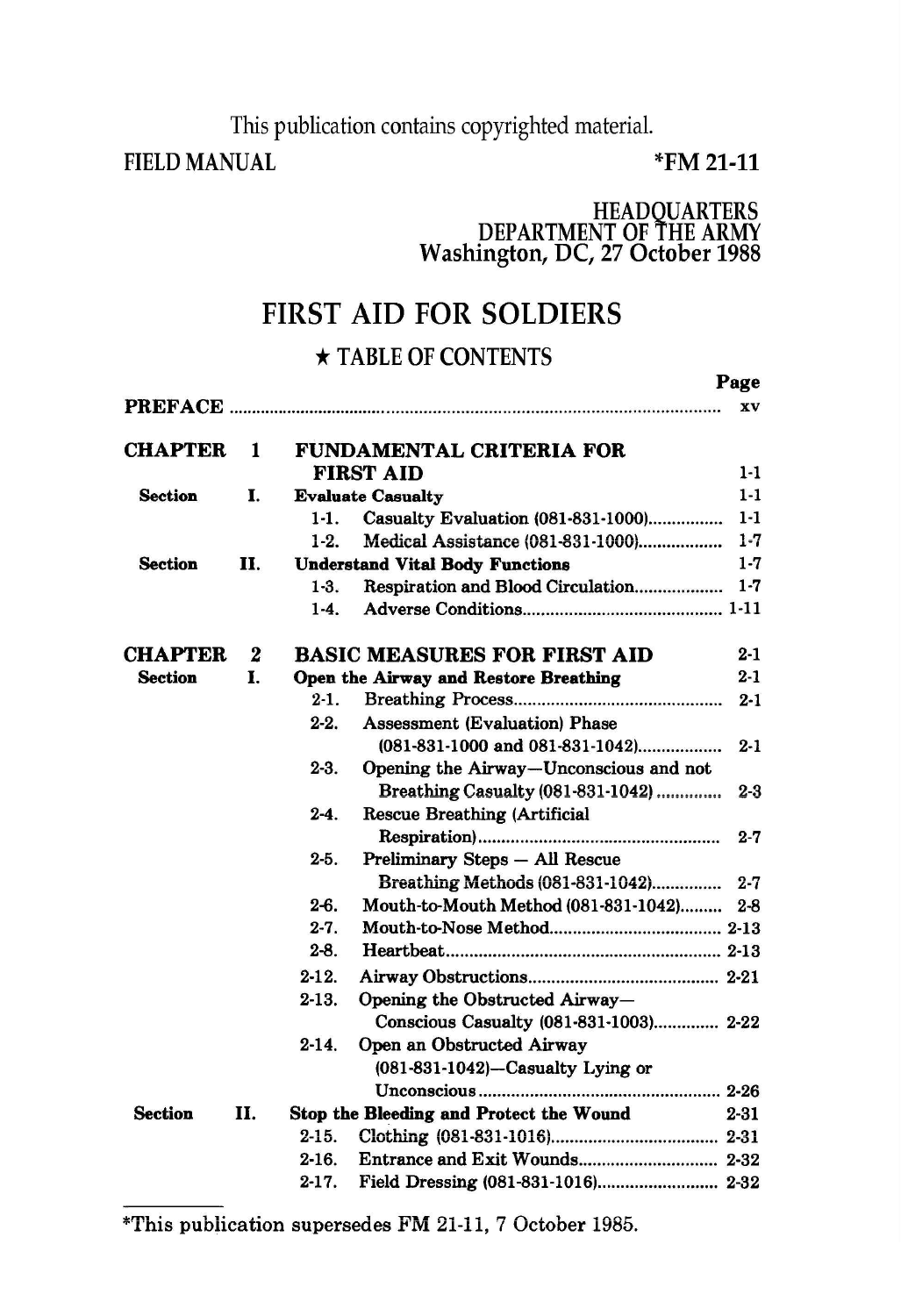This publication contains copyrighted material.

FIELD MANUAL

*FM 21-11

HEADQUARTERS
DEPARTMENT OF THE ARMY
Washington, DC, 27 October 1988

# FIRST AID FOR SOLDIERS

## ★ TABLE OF CONTENTS

| | | | Page |
|---|---|---|---|
| **PREFACE** | | | xv |
| **CHAPTER 1** | | **FUNDAMENTAL CRITERIA FOR FIRST AID** | 1-1 |
| **Section I.** | | **Evaluate Casualty** | 1-1 |
| | 1-1. | Casualty Evaluation (081-831-1000) | 1-1 |
| | 1-2. | Medical Assistance (081-831-1000) | 1-7 |
| **Section II.** | | **Understand Vital Body Functions** | 1-7 |
| | 1-3. | Respiration and Blood Circulation | 1-7 |
| | 1-4. | Adverse Conditions | 1-11 |
| **CHAPTER 2** | | **BASIC MEASURES FOR FIRST AID** | 2-1 |
| **Section I.** | | **Open the Airway and Restore Breathing** | 2-1 |
| | 2-1. | Breathing Process | 2-1 |
| | 2-2. | Assessment (Evaluation) Phase (081-831-1000 and 081-831-1042) | 2-1 |
| | 2-3. | Opening the Airway—Unconscious and not Breathing Casualty (081-831-1042) | 2-3 |
| | 2-4. | Rescue Breathing (Artificial Respiration) | 2-7 |
| | 2-5. | Preliminary Steps — All Rescue Breathing Methods (081-831-1042) | 2-7 |
| | 2-6. | Mouth-to-Mouth Method (081-831-1042) | 2-8 |
| | 2-7. | Mouth-to-Nose Method | 2-13 |
| | 2-8. | Heartbeat | 2-13 |
| | 2-12. | Airway Obstructions | 2-21 |
| | 2-13. | Opening the Obstructed Airway—Conscious Casualty (081-831-1003) | 2-22 |
| | 2-14. | Open an Obstructed Airway (081-831-1042)—Casualty Lying or Unconscious | 2-26 |
| **Section II.** | | **Stop the Bleeding and Protect the Wound** | 2-31 |
| | 2-15. | Clothing (081-831-1016) | 2-31 |
| | 2-16. | Entrance and Exit Wounds | 2-32 |
| | 2-17. | Field Dressing (081-831-1016) | 2-32 |

*This publication supersedes FM 21-11, 7 October 1985.